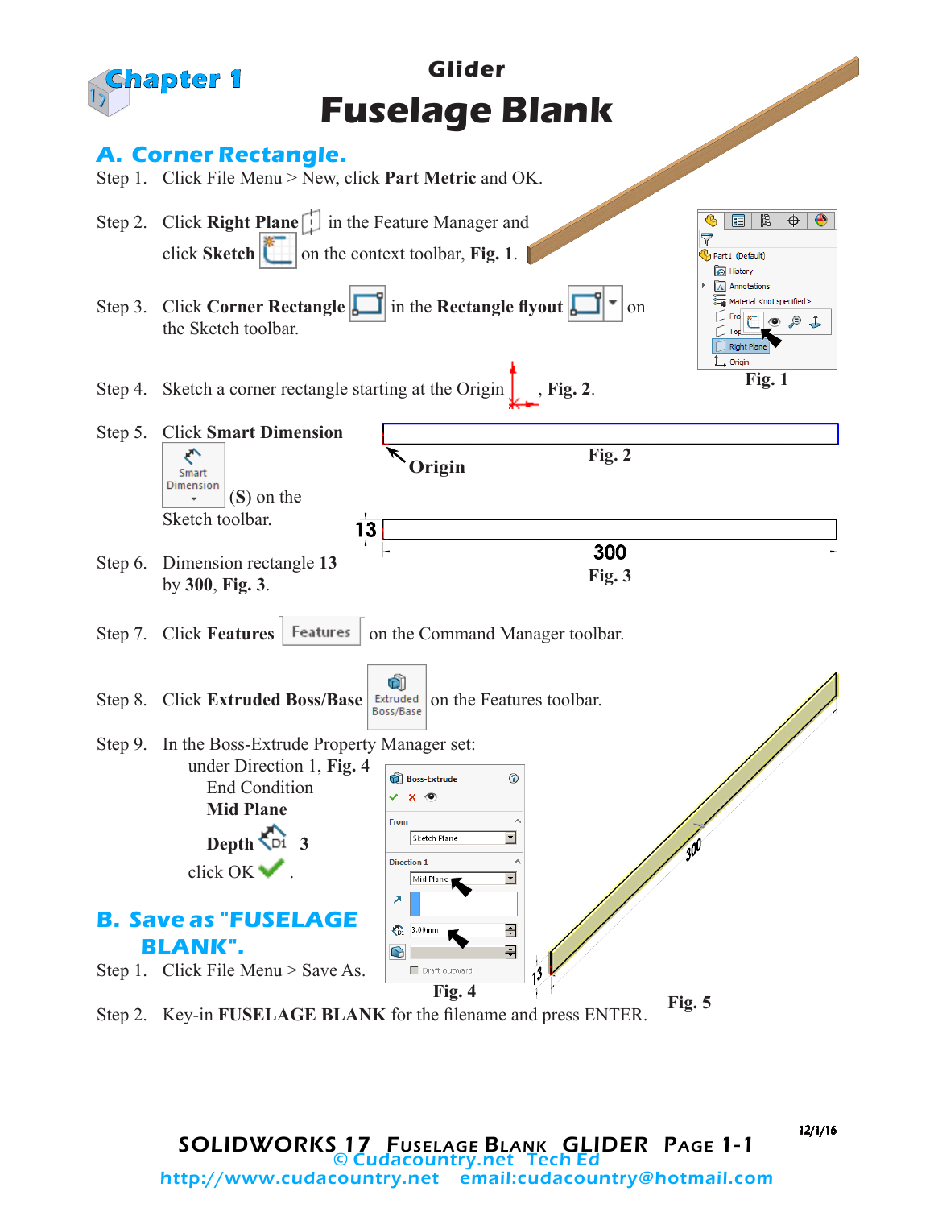Chapter 1

# Glider
# Fuselage Blank

## A. Corner Rectangle.

Step 1. Click File Menu > New, click **Part Metric** and OK.

Step 2. Click **Right Plane** in the Feature Manager and click **Sketch** on the context toolbar, **Fig. 1**.

Step 3. Click **Corner Rectangle** in the **Rectangle flyout** on the Sketch toolbar.

Step 4. Sketch a corner rectangle starting at the Origin, **Fig. 2**.

Step 5. Click **Smart Dimension** (**S**) on the Sketch toolbar.

Step 6. Dimension rectangle **13** by **300**, **Fig. 3**.

Step 7. Click **Features** on the Command Manager toolbar.

Step 8. Click **Extruded Boss/Base** on the Features toolbar.

Step 9. In the Boss-Extrude Property Manager set:
under Direction 1, **Fig. 4**
End Condition
**Mid Plane**
**Depth** 3
click OK .

Fig. 1

Origin

Fig. 2

13

300

Fig. 3

Fig. 4

Fig. 5

## B. Save as "FUSELAGE BLANK".

Step 1. Click File Menu > Save As.

Step 2. Key-in **FUSELAGE BLANK** for the filename and press ENTER.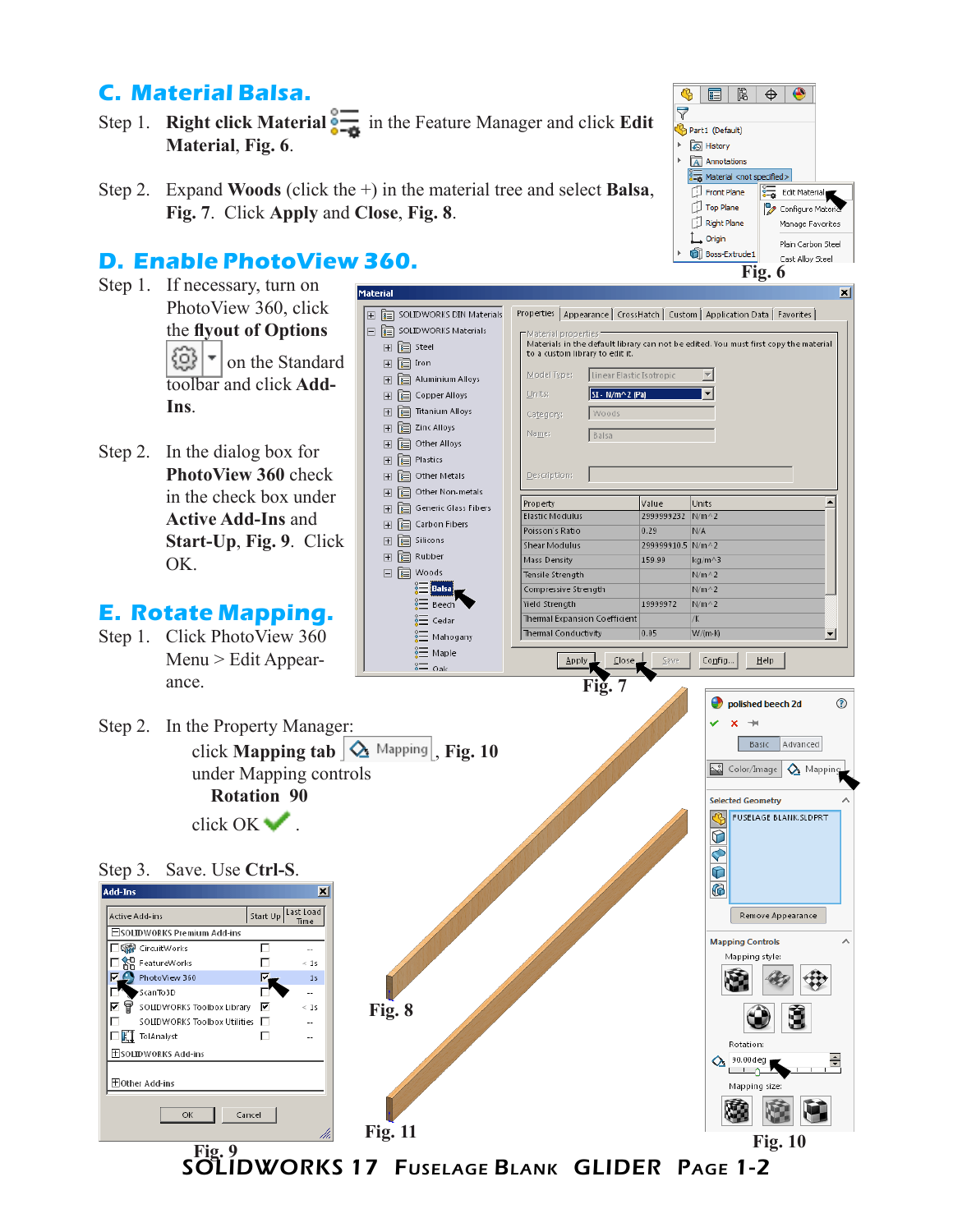## C. Material Balsa.

Step 1. **Right click Material** in the Feature Manager and click **Edit Material**, **Fig. 6**.

Step 2. Expand **Woods** (click the +) in the material tree and select **Balsa**, **Fig. 7**. Click **Apply** and **Close**, **Fig. 8**.

Fig. 6

## D. Enable PhotoView 360.

Step 1. If necessary, turn on PhotoView 360, click the **flyout of Options** on the Standard toolbar and click **Add-Ins**.

Step 2. In the dialog box for **PhotoView 360** check in the check box under **Active Add-Ins** and **Start-Up**, **Fig. 9**. Click OK.

Fig. 7

## E. Rotate Mapping.

Step 1. Click PhotoView 360 Menu > Edit Appearance.

Step 2. In the Property Manager:

click **Mapping tab** Mapping, **Fig. 10**
under Mapping controls
**Rotation 90**
click OK .

Step 3. Save. Use **Ctrl-S**.

Fig. 8

Fig. 9

Fig. 11

Fig. 10